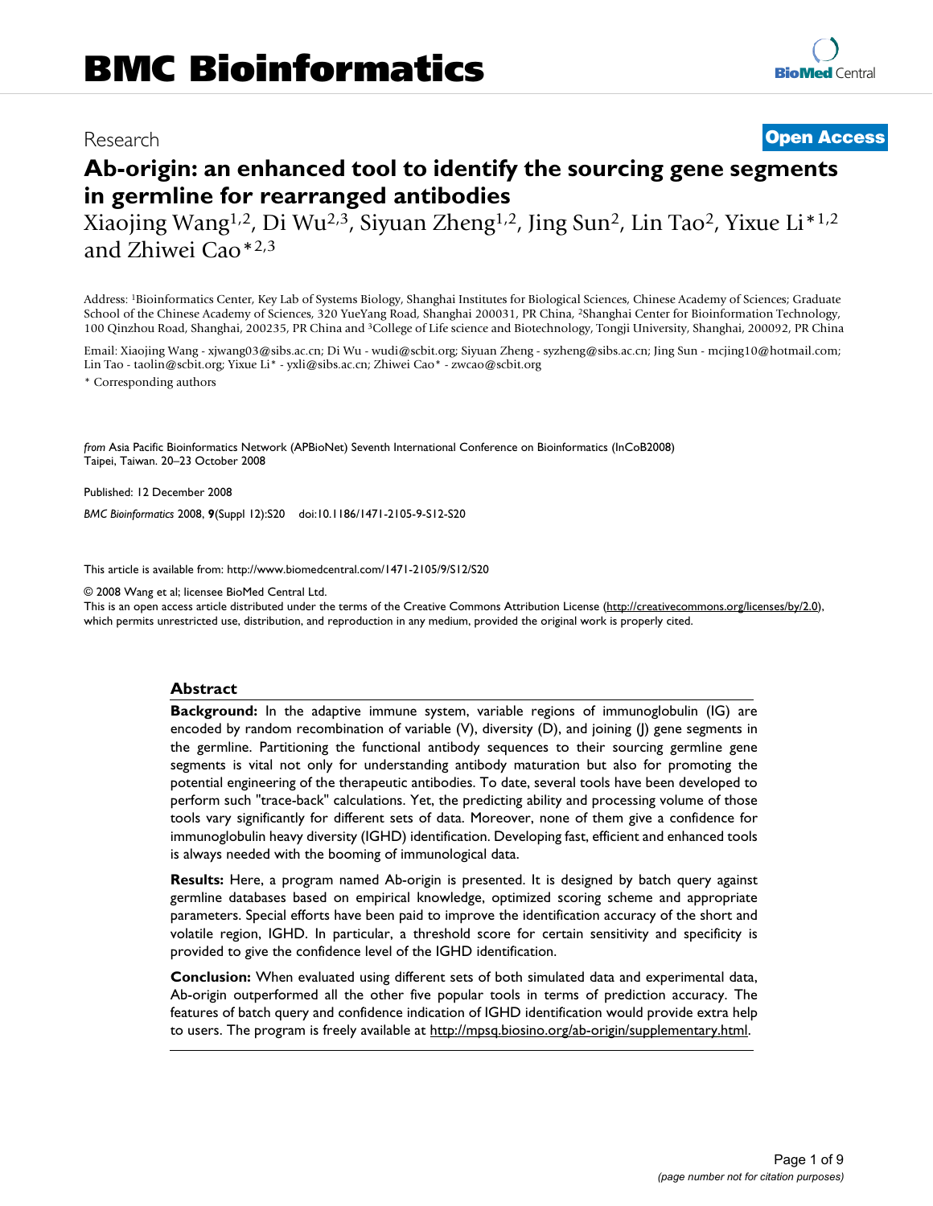BMC Bioinformatics

Research

Open Access

# Ab-origin: an enhanced tool to identify the sourcing gene segments in germline for rearranged antibodies

Xiaojing Wang[1,2], Di Wu[2,3], Siyuan Zheng[1,2], Jing Sun[2], Lin Tao[2], Yixue Li*[1,2] and Zhiwei Cao*[2,3]

Address: [1]Bioinformatics Center, Key Lab of Systems Biology, Shanghai Institutes for Biological Sciences, Chinese Academy of Sciences; Graduate School of the Chinese Academy of Sciences, 320 YueYang Road, Shanghai 200031, PR China, [2]Shanghai Center for Bioinformation Technology, 100 Qinzhou Road, Shanghai, 200235, PR China and [3]College of Life science and Biotechnology, Tongji University, Shanghai, 200092, PR China

Email: Xiaojing Wang - xjwang03@sibs.ac.cn; Di Wu - wudi@scbit.org; Siyuan Zheng - syzheng@sibs.ac.cn; Jing Sun - mcjing10@hotmail.com; Lin Tao - taolin@scbit.org; Yixue Li* - yxli@sibs.ac.cn; Zhiwei Cao* - zwcao@scbit.org

\* Corresponding authors

*from* Asia Pacific Bioinformatics Network (APBioNet) Seventh International Conference on Bioinformatics (InCoB2008) Taipei, Taiwan. 20–23 October 2008

Published: 12 December 2008

*BMC Bioinformatics* 2008, **9**(Suppl 12):S20 doi:10.1186/1471-2105-9-S12-S20

This article is available from: http://www.biomedcentral.com/1471-2105/9/S12/S20

© 2008 Wang et al; licensee BioMed Central Ltd.

This is an open access article distributed under the terms of the Creative Commons Attribution License (http://creativecommons.org/licenses/by/2.0), which permits unrestricted use, distribution, and reproduction in any medium, provided the original work is properly cited.

## Abstract

**Background:** In the adaptive immune system, variable regions of immunoglobulin (IG) are encoded by random recombination of variable (V), diversity (D), and joining (J) gene segments in the germline. Partitioning the functional antibody sequences to their sourcing germline gene segments is vital not only for understanding antibody maturation but also for promoting the potential engineering of the therapeutic antibodies. To date, several tools have been developed to perform such "trace-back" calculations. Yet, the predicting ability and processing volume of those tools vary significantly for different sets of data. Moreover, none of them give a confidence for immunoglobulin heavy diversity (IGHD) identification. Developing fast, efficient and enhanced tools is always needed with the booming of immunological data.

**Results:** Here, a program named Ab-origin is presented. It is designed by batch query against germline databases based on empirical knowledge, optimized scoring scheme and appropriate parameters. Special efforts have been paid to improve the identification accuracy of the short and volatile region, IGHD. In particular, a threshold score for certain sensitivity and specificity is provided to give the confidence level of the IGHD identification.

**Conclusion:** When evaluated using different sets of both simulated data and experimental data, Ab-origin outperformed all the other five popular tools in terms of prediction accuracy. The features of batch query and confidence indication of IGHD identification would provide extra help to users. The program is freely available at http://mpsq.biosino.org/ab-origin/supplementary.html.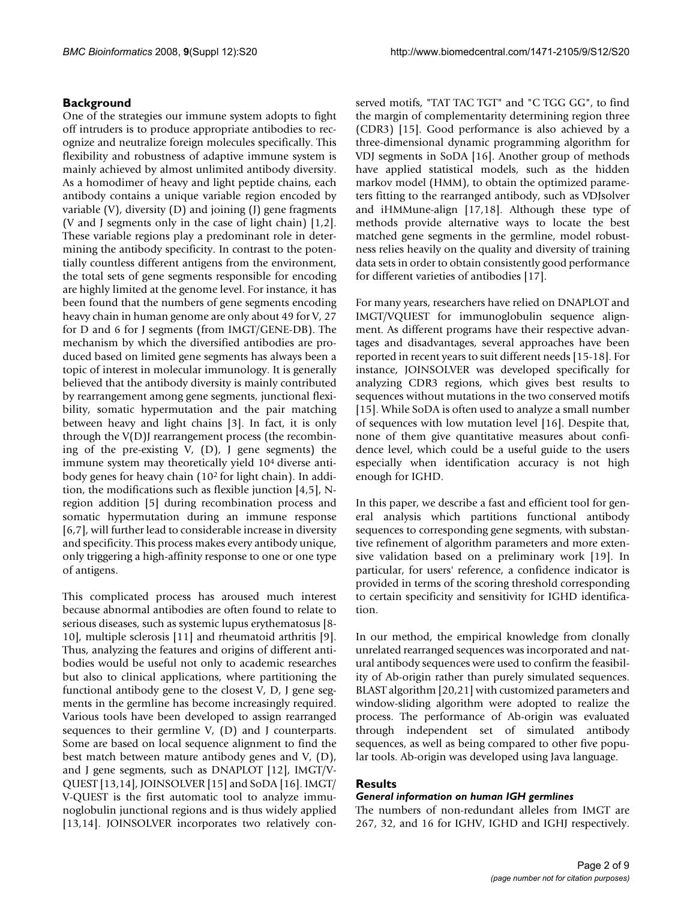## Background

One of the strategies our immune system adopts to fight off intruders is to produce appropriate antibodies to recognize and neutralize foreign molecules specifically. This flexibility and robustness of adaptive immune system is mainly achieved by almost unlimited antibody diversity. As a homodimer of heavy and light peptide chains, each antibody contains a unique variable region encoded by variable (V), diversity (D) and joining (J) gene fragments (V and J segments only in the case of light chain) [1,2]. These variable regions play a predominant role in determining the antibody specificity. In contrast to the potentially countless different antigens from the environment, the total sets of gene segments responsible for encoding are highly limited at the genome level. For instance, it has been found that the numbers of gene segments encoding heavy chain in human genome are only about 49 for V, 27 for D and 6 for J segments (from IMGT/GENE-DB). The mechanism by which the diversified antibodies are produced based on limited gene segments has always been a topic of interest in molecular immunology. It is generally believed that the antibody diversity is mainly contributed by rearrangement among gene segments, junctional flexibility, somatic hypermutation and the pair matching between heavy and light chains [3]. In fact, it is only through the V(D)J rearrangement process (the recombining of the pre-existing V, (D), J gene segments) the immune system may theoretically yield $10^4$ diverse antibody genes for heavy chain ($10^2$ for light chain). In addition, the modifications such as flexible junction [4,5], N-region addition [5] during recombination process and somatic hypermutation during an immune response [6,7], will further lead to considerable increase in diversity and specificity. This process makes every antibody unique, only triggering a high-affinity response to one or one type of antigens.

This complicated process has aroused much interest because abnormal antibodies are often found to relate to serious diseases, such as systemic lupus erythematosus [8-10], multiple sclerosis [11] and rheumatoid arthritis [9]. Thus, analyzing the features and origins of different antibodies would be useful not only to academic researches but also to clinical applications, where partitioning the functional antibody gene to the closest V, D, J gene segments in the germline has become increasingly required. Various tools have been developed to assign rearranged sequences to their germline V, (D) and J counterparts. Some are based on local sequence alignment to find the best match between mature antibody genes and V, (D), and J gene segments, such as DNAPLOT [12], IMGT/V-QUEST [13,14], JOINSOLVER [15] and SoDA [16]. IMGT/V-QUEST is the first automatic tool to analyze immunoglobulin junctional regions and is thus widely applied [13,14]. JOINSOLVER incorporates two relatively conserved motifs, "TAT TAC TGT" and "C TGG GG", to find the margin of complementarity determining region three (CDR3) [15]. Good performance is also achieved by a three-dimensional dynamic programming algorithm for VDJ segments in SoDA [16]. Another group of methods have applied statistical models, such as the hidden markov model (HMM), to obtain the optimized parameters fitting to the rearranged antibody, such as VDJsolver and iHMMune-align [17,18]. Although these type of methods provide alternative ways to locate the best matched gene segments in the germline, model robustness relies heavily on the quality and diversity of training data sets in order to obtain consistently good performance for different varieties of antibodies [17].

For many years, researchers have relied on DNAPLOT and IMGT/VQUEST for immunoglobulin sequence alignment. As different programs have their respective advantages and disadvantages, several approaches have been reported in recent years to suit different needs [15-18]. For instance, JOINSOLVER was developed specifically for analyzing CDR3 regions, which gives best results to sequences without mutations in the two conserved motifs [15]. While SoDA is often used to analyze a small number of sequences with low mutation level [16]. Despite that, none of them give quantitative measures about confidence level, which could be a useful guide to the users especially when identification accuracy is not high enough for IGHD.

In this paper, we describe a fast and efficient tool for general analysis which partitions functional antibody sequences to corresponding gene segments, with substantive refinement of algorithm parameters and more extensive validation based on a preliminary work [19]. In particular, for users' reference, a confidence indicator is provided in terms of the scoring threshold corresponding to certain specificity and sensitivity for IGHD identification.

In our method, the empirical knowledge from clonally unrelated rearranged sequences was incorporated and natural antibody sequences were used to confirm the feasibility of Ab-origin rather than purely simulated sequences. BLAST algorithm [20,21] with customized parameters and window-sliding algorithm were adopted to realize the process. The performance of Ab-origin was evaluated through independent set of simulated antibody sequences, as well as being compared to other five popular tools. Ab-origin was developed using Java language.

## Results

### *General information on human IGH germlines*

The numbers of non-redundant alleles from IMGT are 267, 32, and 16 for IGHV, IGHD and IGHJ respectively.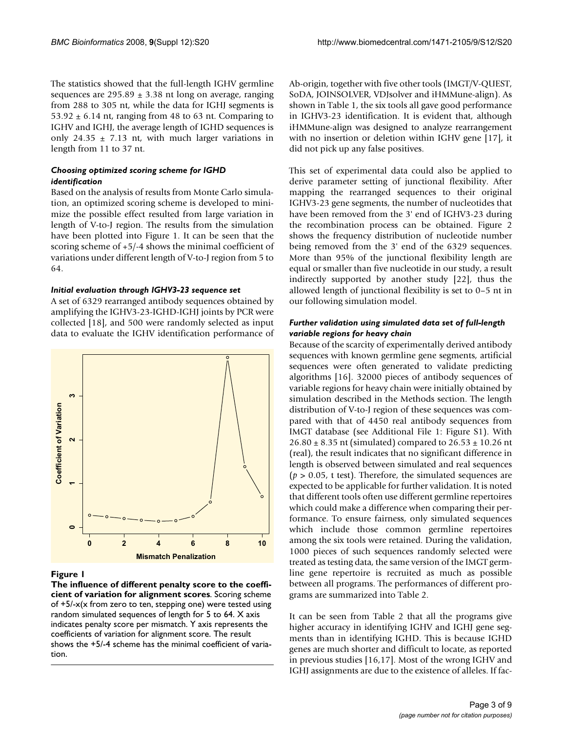The statistics showed that the full-length IGHV germline sequences are $295.89 \pm 3.38$ nt long on average, ranging from 288 to 305 nt, while the data for IGHJ segments is $53.92 \pm 6.14$ nt, ranging from 48 to 63 nt. Comparing to IGHV and IGHJ, the average length of IGHD sequences is only $24.35 \pm 7.13$ nt, with much larger variations in length from 11 to 37 nt.

### *Choosing optimized scoring scheme for IGHD identification*

Based on the analysis of results from Monte Carlo simulation, an optimized scoring scheme is developed to minimize the possible effect resulted from large variation in length of V-to-J region. The results from the simulation have been plotted into Figure 1. It can be seen that the scoring scheme of +5/-4 shows the minimal coefficient of variations under different length of V-to-J region from 5 to 64.

### *Initial evaluation through IGHV3-23 sequence set*

A set of 6329 rearranged antibody sequences obtained by amplifying the IGHV3-23-IGHD-IGHJ joints by PCR were collected [18], and 500 were randomly selected as input data to evaluate the IGHV identification performance of Ab-origin, together with five other tools (IMGT/V-QUEST, SoDA, JOINSOLVER, VDJsolver and iHMMune-align). As shown in Table 1, the six tools all gave good performance in IGHV3-23 identification. It is evident that, although iHMMune-align was designed to analyze rearrangement with no insertion or deletion within IGHV gene [17], it did not pick up any false positives.

**Figure 1**

**The influence of different penalty score to the coefficient of variation for alignment scores**. Scoring scheme of +5/-x(x from zero to ten, stepping one) were tested using random simulated sequences of length for 5 to 64. X axis indicates penalty score per mismatch. Y axis represents the coefficients of variation for alignment score. The result shows the +5/-4 scheme has the minimal coefficient of variation.

This set of experimental data could also be applied to derive parameter setting of junctional flexibility. After mapping the rearranged sequences to their original IGHV3-23 gene segments, the number of nucleotides that have been removed from the 3' end of IGHV3-23 during the recombination process can be obtained. Figure 2 shows the frequency distribution of nucleotide number being removed from the 3' end of the 6329 sequences. More than 95% of the junctional flexibility length are equal or smaller than five nucleotide in our study, a result indirectly supported by another study [22], thus the allowed length of junctional flexibility is set to 0–5 nt in our following simulation model.

### *Further validation using simulated data set of full-length variable regions for heavy chain*

Because of the scarcity of experimentally derived antibody sequences with known germline gene segments, artificial sequences were often generated to validate predicting algorithms [16]. 32000 pieces of antibody sequences of variable regions for heavy chain were initially obtained by simulation described in the Methods section. The length distribution of V-to-J region of these sequences was compared with that of 4450 real antibody sequences from IMGT database (see Additional File 1: Figure S1). With $26.80 \pm 8.35$ nt (simulated) compared to $26.53 \pm 10.26$ nt (real), the result indicates that no significant difference in length is observed between simulated and real sequences ($p > 0.05$, t test). Therefore, the simulated sequences are expected to be applicable for further validation. It is noted that different tools often use different germline repertoires which could make a difference when comparing their performance. To ensure fairness, only simulated sequences which include those common germline repertoires among the six tools were retained. During the validation, 1000 pieces of such sequences randomly selected were treated as testing data, the same version of the IMGT germline gene repertoire is recruited as much as possible between all programs. The performances of different programs are summarized into Table 2.

It can be seen from Table 2 that all the programs give higher accuracy in identifying IGHV and IGHJ gene segments than in identifying IGHD. This is because IGHD genes are much shorter and difficult to locate, as reported in previous studies [16,17]. Most of the wrong IGHV and IGHJ assignments are due to the existence of alleles. If fac-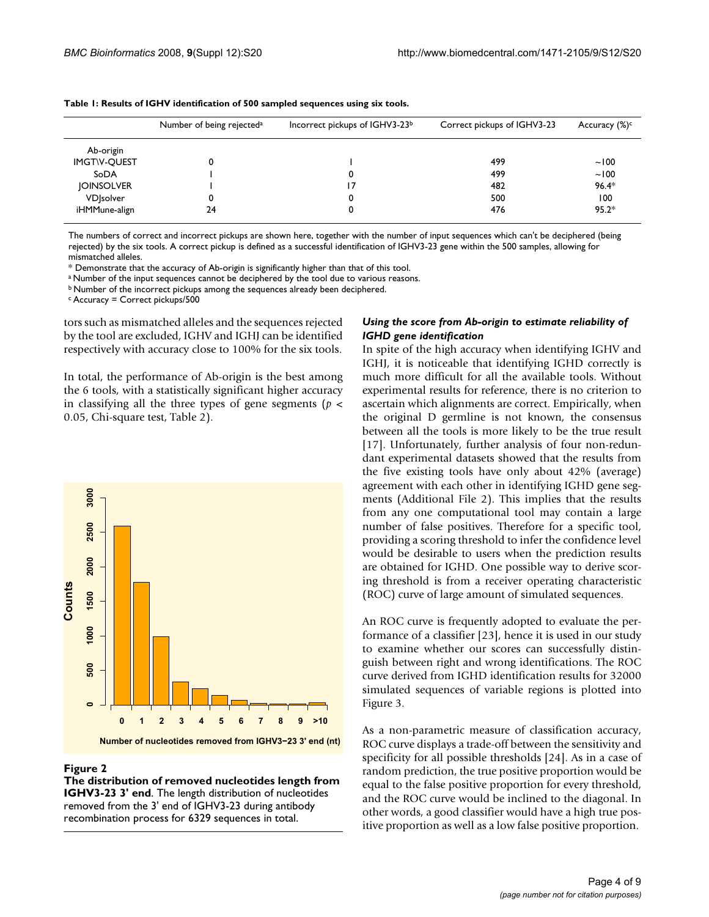**Table 1: Results of IGHV identification of 500 sampled sequences using six tools.**

| | Number of being rejected[a] | Incorrect pickups of IGHV3-23[b] | Correct pickups of IGHV3-23 | Accuracy (%)[c] |
|---|---|---|---|---|
| Ab-origin | | | | |
| IMGT\V-QUEST | 0 | 1 | 499 | ~100 |
| SoDA | 1 | 0 | 499 | ~100 |
| JOINSOLVER | 1 | 17 | 482 | 96.4* |
| VDJsolver | 0 | 0 | 500 | 100 |
| iHMMune-align | 24 | 0 | 476 | 95.2* |

The numbers of correct and incorrect pickups are shown here, together with the number of input sequences which can't be deciphered (being rejected) by the six tools. A correct pickup is defined as a successful identification of IGHV3-23 gene within the 500 samples, allowing for mismatched alleles.

\* Demonstrate that the accuracy of Ab-origin is significantly higher than that of this tool.

[a] Number of the input sequences cannot be deciphered by the tool due to various reasons.

[b] Number of the incorrect pickups among the sequences already been deciphered.

[c] Accuracy = Correct pickups/500

tors such as mismatched alleles and the sequences rejected by the tool are excluded, IGHV and IGHJ can be identified respectively with accuracy close to 100% for the six tools.

In total, the performance of Ab-origin is the best among the 6 tools, with a statistically significant higher accuracy in classifying all the three types of gene segments ($p < 0.05$, Chi-square test, Table 2).

**Figure 2**

**The distribution of removed nucleotides length from IGHV3-23 3' end**. The length distribution of nucleotides removed from the 3' end of IGHV3-23 during antibody recombination process for 6329 sequences in total.

### *Using the score from Ab-origin to estimate reliability of IGHD gene identification*

In spite of the high accuracy when identifying IGHV and IGHJ, it is noticeable that identifying IGHD correctly is much more difficult for all the available tools. Without experimental results for reference, there is no criterion to ascertain which alignments are correct. Empirically, when the original D germline is not known, the consensus between all the tools is more likely to be the true result [17]. Unfortunately, further analysis of four non-redundant experimental datasets showed that the results from the five existing tools have only about 42% (average) agreement with each other in identifying IGHD gene segments (Additional File 2). This implies that the results from any one computational tool may contain a large number of false positives. Therefore for a specific tool, providing a scoring threshold to infer the confidence level would be desirable to users when the prediction results are obtained for IGHD. One possible way to derive scoring threshold is from a receiver operating characteristic (ROC) curve of large amount of simulated sequences.

An ROC curve is frequently adopted to evaluate the performance of a classifier [23], hence it is used in our study to examine whether our scores can successfully distinguish between right and wrong identifications. The ROC curve derived from IGHD identification results for 32000 simulated sequences of variable regions is plotted into Figure 3.

As a non-parametric measure of classification accuracy, ROC curve displays a trade-off between the sensitivity and specificity for all possible thresholds [24]. As in a case of random prediction, the true positive proportion would be equal to the false positive proportion for every threshold, and the ROC curve would be inclined to the diagonal. In other words, a good classifier would have a high true positive proportion as well as a low false positive proportion.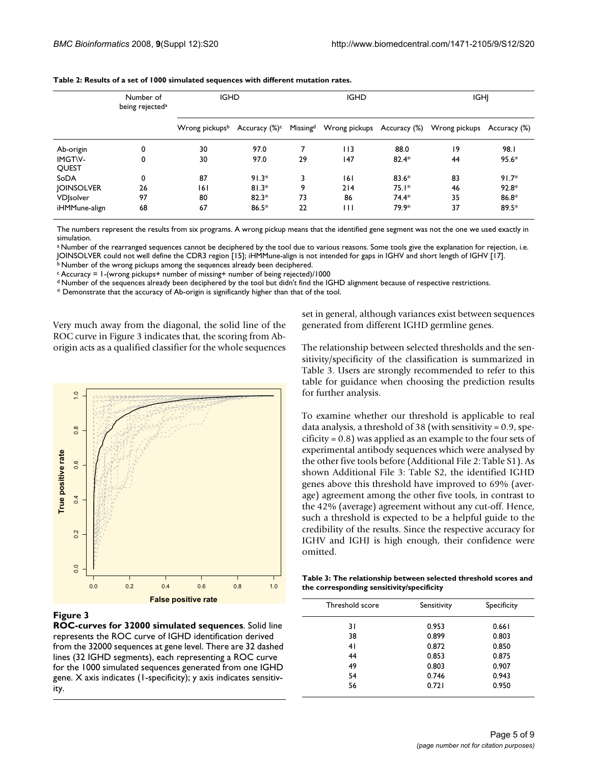**Table 2: Results of a set of 1000 simulated sequences with different mutation rates.**

| | Number of being rejected[a] | IGHD | | | IGHD | | IGHJ | |
|---|---|---|---|---|---|---|---|---|
| | | Wrong pickups[b] | Accuracy (%)[c] | Missing[d] | Wrong pickups | Accuracy (%) | Wrong pickups | Accuracy (%) |
| Ab-origin | 0 | 30 | 97.0 | 7 | 113 | 88.0 | 19 | 98.1 |
| IMGT\V-QUEST | 0 | 30 | 97.0 | 29 | 147 | 82.4* | 44 | 95.6* |
| SoDA | 0 | 87 | 91.3* | 3 | 161 | 83.6* | 83 | 91.7* |
| JOINSOLVER | 26 | 161 | 81.3* | 9 | 214 | 75.1* | 46 | 92.8* |
| VDJsolver | 97 | 80 | 82.3* | 73 | 86 | 74.4* | 35 | 86.8* |
| iHMMune-align | 68 | 67 | 86.5* | 22 | 111 | 79.9* | 37 | 89.5* |

The numbers represent the results from six programs. A wrong pickup means that the identified gene segment was not the one we used exactly in simulation.

[a] Number of the rearranged sequences cannot be deciphered by the tool due to various reasons. Some tools give the explanation for rejection, i.e. JOINSOLVER could not well define the CDR3 region [15]; iHMMune-align is not intended for gaps in IGHV and short length of IGHV [17].

[b] Number of the wrong pickups among the sequences already been deciphered.

[c] Accuracy = 1-(wrong pickups+ number of missing+ number of being rejected)/1000

[d] Number of the sequences already been deciphered by the tool but didn't find the IGHD alignment because of respective restrictions.

\* Demonstrate that the accuracy of Ab-origin is significantly higher than that of the tool.

Very much away from the diagonal, the solid line of the ROC curve in Figure 3 indicates that, the scoring from Ab-origin acts as a qualified classifier for the whole sequences set in general, although variances exist between sequences generated from different IGHD germline genes.

**Figure 3**

**ROC-curves for 32000 simulated sequences**. Solid line represents the ROC curve of IGHD identification derived from the 32000 sequences at gene level. There are 32 dashed lines (32 IGHD segments), each representing a ROC curve for the 1000 simulated sequences generated from one IGHD gene. X axis indicates (1-specificity); y axis indicates sensitivity.

The relationship between selected thresholds and the sensitivity/specificity of the classification is summarized in Table 3. Users are strongly recommended to refer to this table for guidance when choosing the prediction results for further analysis.

To examine whether our threshold is applicable to real data analysis, a threshold of 38 (with sensitivity = 0.9, specificity = 0.8) was applied as an example to the four sets of experimental antibody sequences which were analysed by the other five tools before (Additional File 2: Table S1). As shown Additional File 3: Table S2, the identified IGHD genes above this threshold have improved to 69% (average) agreement among the other five tools, in contrast to the 42% (average) agreement without any cut-off. Hence, such a threshold is expected to be a helpful guide to the credibility of the results. Since the respective accuracy for IGHV and IGHJ is high enough, their confidence were omitted.

**Table 3: The relationship between selected threshold scores and the corresponding sensitivity/specificity**

| Threshold score | Sensitivity | Specificity |
|---|---|---|
| 31 | 0.953 | 0.661 |
| 38 | 0.899 | 0.803 |
| 41 | 0.872 | 0.850 |
| 44 | 0.853 | 0.875 |
| 49 | 0.803 | 0.907 |
| 54 | 0.746 | 0.943 |
| 56 | 0.721 | 0.950 |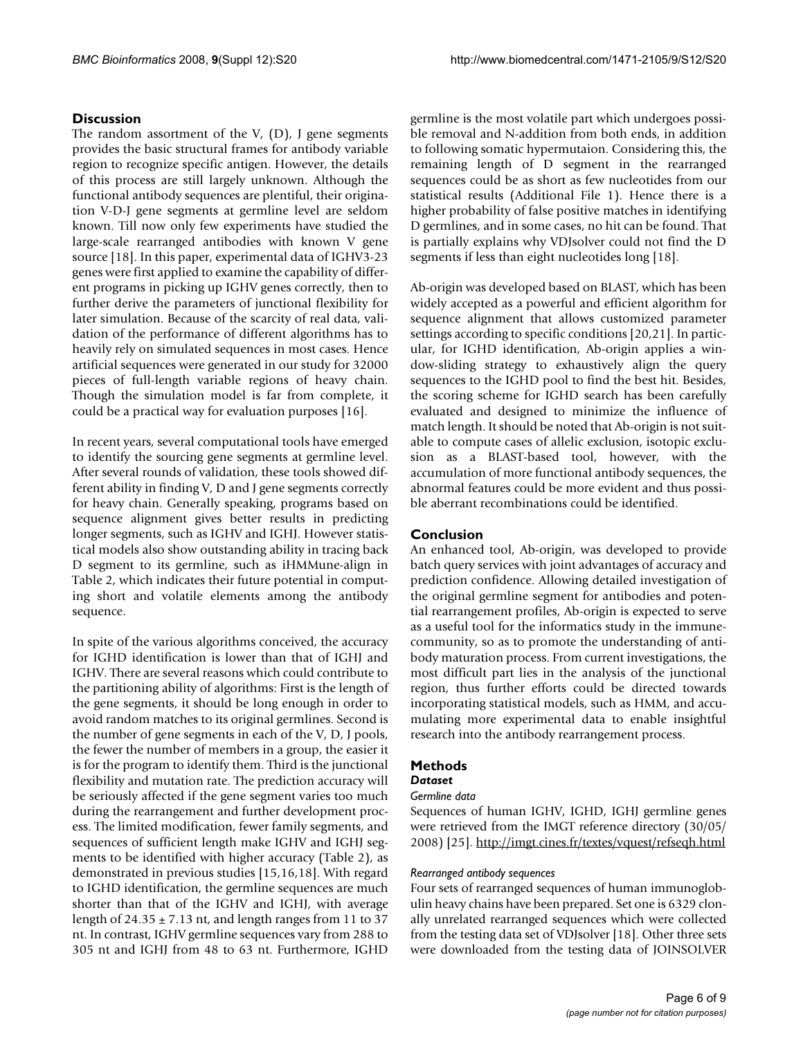## Discussion

The random assortment of the V, (D), J gene segments provides the basic structural frames for antibody variable region to recognize specific antigen. However, the details of this process are still largely unknown. Although the functional antibody sequences are plentiful, their origination V-D-J gene segments at germline level are seldom known. Till now only few experiments have studied the large-scale rearranged antibodies with known V gene source [18]. In this paper, experimental data of IGHV3-23 genes were first applied to examine the capability of different programs in picking up IGHV genes correctly, then to further derive the parameters of junctional flexibility for later simulation. Because of the scarcity of real data, validation of the performance of different algorithms has to heavily rely on simulated sequences in most cases. Hence artificial sequences were generated in our study for 32000 pieces of full-length variable regions of heavy chain. Though the simulation model is far from complete, it could be a practical way for evaluation purposes [16].

In recent years, several computational tools have emerged to identify the sourcing gene segments at germline level. After several rounds of validation, these tools showed different ability in finding V, D and J gene segments correctly for heavy chain. Generally speaking, programs based on sequence alignment gives better results in predicting longer segments, such as IGHV and IGHJ. However statistical models also show outstanding ability in tracing back D segment to its germline, such as iHMMune-align in Table 2, which indicates their future potential in computing short and volatile elements among the antibody sequence.

In spite of the various algorithms conceived, the accuracy for IGHD identification is lower than that of IGHJ and IGHV. There are several reasons which could contribute to the partitioning ability of algorithms: First is the length of the gene segments, it should be long enough in order to avoid random matches to its original germlines. Second is the number of gene segments in each of the V, D, J pools, the fewer the number of members in a group, the easier it is for the program to identify them. Third is the junctional flexibility and mutation rate. The prediction accuracy will be seriously affected if the gene segment varies too much during the rearrangement and further development process. The limited modification, fewer family segments, and sequences of sufficient length make IGHV and IGHJ segments to be identified with higher accuracy (Table 2), as demonstrated in previous studies [15,16,18]. With regard to IGHD identification, the germline sequences are much shorter than that of the IGHV and IGHJ, with average length of $24.35 \pm 7.13$ nt, and length ranges from 11 to 37 nt. In contrast, IGHV germline sequences vary from 288 to 305 nt and IGHJ from 48 to 63 nt. Furthermore, IGHD germline is the most volatile part which undergoes possible removal and N-addition from both ends, in addition to following somatic hypermutaion. Considering this, the remaining length of D segment in the rearranged sequences could be as short as few nucleotides from our statistical results (Additional File 1). Hence there is a higher probability of false positive matches in identifying D germlines, and in some cases, no hit can be found. That is partially explains why VDJsolver could not find the D segments if less than eight nucleotides long [18].

Ab-origin was developed based on BLAST, which has been widely accepted as a powerful and efficient algorithm for sequence alignment that allows customized parameter settings according to specific conditions [20,21]. In particular, for IGHD identification, Ab-origin applies a window-sliding strategy to exhaustively align the query sequences to the IGHD pool to find the best hit. Besides, the scoring scheme for IGHD search has been carefully evaluated and designed to minimize the influence of match length. It should be noted that Ab-origin is not suitable to compute cases of allelic exclusion, isotopic exclusion as a BLAST-based tool, however, with the accumulation of more functional antibody sequences, the abnormal features could be more evident and thus possible aberrant recombinations could be identified.

## Conclusion

An enhanced tool, Ab-origin, was developed to provide batch query services with joint advantages of accuracy and prediction confidence. Allowing detailed investigation of the original germline segment for antibodies and potential rearrangement profiles, Ab-origin is expected to serve as a useful tool for the informatics study in the immune-community, so as to promote the understanding of antibody maturation process. From current investigations, the most difficult part lies in the analysis of the junctional region, thus further efforts could be directed towards incorporating statistical models, such as HMM, and accumulating more experimental data to enable insightful research into the antibody rearrangement process.

## Methods

### Dataset

#### *Germline data*

Sequences of human IGHV, IGHD, IGHJ germline genes were retrieved from the IMGT reference directory (30/05/2008) [25]. http://imgt.cines.fr/textes/vquest/refseqh.html

#### *Rearranged antibody sequences*

Four sets of rearranged sequences of human immunoglobulin heavy chains have been prepared. Set one is 6329 clonally unrelated rearranged sequences which were collected from the testing data set of VDJsolver [18]. Other three sets were downloaded from the testing data of JOINSOLVER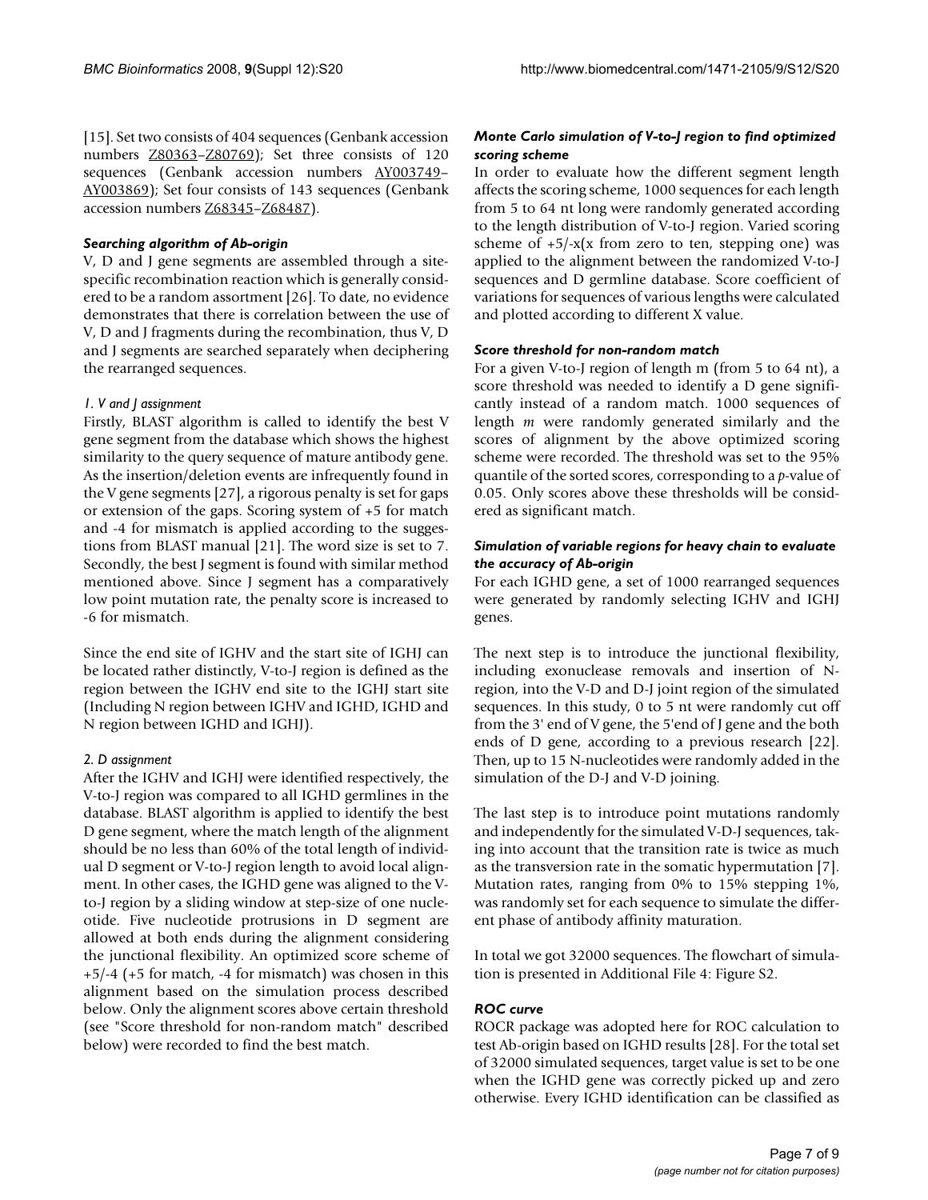[15]. Set two consists of 404 sequences (Genbank accession numbers Z80363–Z80769); Set three consists of 120 sequences (Genbank accession numbers AY003749–AY003869); Set four consists of 143 sequences (Genbank accession numbers Z68345–Z68487).

### *Searching algorithm of Ab-origin*

V, D and J gene segments are assembled through a site-specific recombination reaction which is generally considered to be a random assortment [26]. To date, no evidence demonstrates that there is correlation between the use of V, D and J fragments during the recombination, thus V, D and J segments are searched separately when deciphering the rearranged sequences.

#### *1. V and J assignment*

Firstly, BLAST algorithm is called to identify the best V gene segment from the database which shows the highest similarity to the query sequence of mature antibody gene. As the insertion/deletion events are infrequently found in the V gene segments [27], a rigorous penalty is set for gaps or extension of the gaps. Scoring system of +5 for match and -4 for mismatch is applied according to the suggestions from BLAST manual [21]. The word size is set to 7. Secondly, the best J segment is found with similar method mentioned above. Since J segment has a comparatively low point mutation rate, the penalty score is increased to -6 for mismatch.

Since the end site of IGHV and the start site of IGHJ can be located rather distinctly, V-to-J region is defined as the region between the IGHV end site to the IGHJ start site (Including N region between IGHV and IGHD, IGHD and N region between IGHD and IGHJ).

#### *2. D assignment*

After the IGHV and IGHJ were identified respectively, the V-to-J region was compared to all IGHD germlines in the database. BLAST algorithm is applied to identify the best D gene segment, where the match length of the alignment should be no less than 60% of the total length of individual D segment or V-to-J region length to avoid local alignment. In other cases, the IGHD gene was aligned to the V-to-J region by a sliding window at step-size of one nucleotide. Five nucleotide protrusions in D segment are allowed at both ends during the alignment considering the junctional flexibility. An optimized score scheme of +5/-4 (+5 for match, -4 for mismatch) was chosen in this alignment based on the simulation process described below. Only the alignment scores above certain threshold (see "Score threshold for non-random match" described below) were recorded to find the best match.

### *Monte Carlo simulation of V-to-J region to find optimized scoring scheme*

In order to evaluate how the different segment length affects the scoring scheme, 1000 sequences for each length from 5 to 64 nt long were randomly generated according to the length distribution of V-to-J region. Varied scoring scheme of +5/-x(x from zero to ten, stepping one) was applied to the alignment between the randomized V-to-J sequences and D germline database. Score coefficient of variations for sequences of various lengths were calculated and plotted according to different X value.

### *Score threshold for non-random match*

For a given V-to-J region of length m (from 5 to 64 nt), a score threshold was needed to identify a D gene significantly instead of a random match. 1000 sequences of length *m* were randomly generated similarly and the scores of alignment by the above optimized scoring scheme were recorded. The threshold was set to the 95% quantile of the sorted scores, corresponding to a *p*-value of 0.05. Only scores above these thresholds will be considered as significant match.

### *Simulation of variable regions for heavy chain to evaluate the accuracy of Ab-origin*

For each IGHD gene, a set of 1000 rearranged sequences were generated by randomly selecting IGHV and IGHJ genes.

The next step is to introduce the junctional flexibility, including exonuclease removals and insertion of N-region, into the V-D and D-J joint region of the simulated sequences. In this study, 0 to 5 nt were randomly cut off from the 3' end of V gene, the 5'end of J gene and the both ends of D gene, according to a previous research [22]. Then, up to 15 N-nucleotides were randomly added in the simulation of the D-J and V-D joining.

The last step is to introduce point mutations randomly and independently for the simulated V-D-J sequences, taking into account that the transition rate is twice as much as the transversion rate in the somatic hypermutation [7]. Mutation rates, ranging from 0% to 15% stepping 1%, was randomly set for each sequence to simulate the different phase of antibody affinity maturation.

In total we got 32000 sequences. The flowchart of simulation is presented in Additional File 4: Figure S2.

### *ROC curve*

ROCR package was adopted here for ROC calculation to test Ab-origin based on IGHD results [28]. For the total set of 32000 simulated sequences, target value is set to be one when the IGHD gene was correctly picked up and zero otherwise. Every IGHD identification can be classified as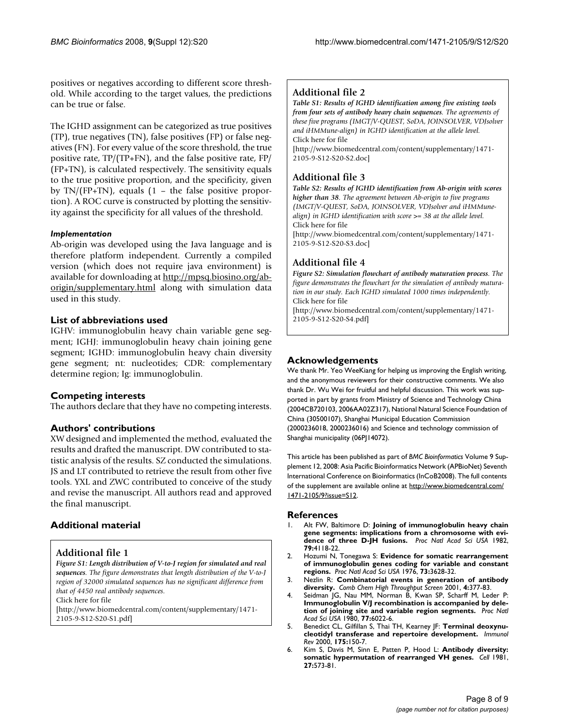positives or negatives according to different score threshold. While according to the target values, the predictions can be true or false.

The IGHD assignment can be categorized as true positives (TP), true negatives (TN), false positives (FP) or false negatives (FN). For every value of the score threshold, the true positive rate, TP/(TP+FN), and the false positive rate, FP/(FP+TN), is calculated respectively. The sensitivity equals to the true positive proportion, and the specificity, given by TN/(FP+TN), equals (1 – the false positive proportion). A ROC curve is constructed by plotting the sensitivity against the specificity for all values of the threshold.

#### *Implementation*

Ab-origin was developed using the Java language and is therefore platform independent. Currently a compiled version (which does not require java environment) is available for downloading at http://mpsq.biosino.org/ab-origin/supplementary.html along with simulation data used in this study.

## List of abbreviations used

IGHV: immunoglobulin heavy chain variable gene segment; IGHJ: immunoglobulin heavy chain joining gene segment; IGHD: immunoglobulin heavy chain diversity gene segment; nt: nucleotides; CDR: complementary determine region; Ig: immunoglobulin.

## Competing interests

The authors declare that they have no competing interests.

## Authors' contributions

XW designed and implemented the method, evaluated the results and drafted the manuscript. DW contributed to statistic analysis of the results. SZ conducted the simulations. JS and LT contributed to retrieve the result from other five tools. YXL and ZWC contributed to conceive of the study and revise the manuscript. All authors read and approved the final manuscript.

## Additional material

### Additional file 1

*Figure S1: Length distribution of V-to-J region for simulated and real sequences. The figure demonstrates that length distribution of the V-to-J region of 32000 simulated sequences has no significant difference from that of 4450 real antibody sequences.*
Click here for file
[http://www.biomedcentral.com/content/supplementary/1471-2105-9-S12-S20-S1.pdf]

### Additional file 2

*Table S1: Results of IGHD identification among five existing tools from four sets of antibody heavy chain sequences. The agreements of these five programs (IMGT/V-QUEST, SoDA, JOINSOLVER, VDJsolver and iHMMune-align) in IGHD identification at the allele level.*
Click here for file
[http://www.biomedcentral.com/content/supplementary/1471-2105-9-S12-S20-S2.doc]

### Additional file 3

*Table S2: Results of IGHD identification from Ab-origin with scores higher than 38. The agreement between Ab-origin to five programs (IMGT/V-QUEST, SoDA, JOINSOLVER, VDJsolver and iHMMune-align) in IGHD identification with score >= 38 at the allele level.*
Click here for file
[http://www.biomedcentral.com/content/supplementary/1471-2105-9-S12-S20-S3.doc]

### Additional file 4

*Figure S2: Simulation flowchart of antibody maturation process. The figure demonstrates the flowchart for the simulation of antibody maturation in our study. Each IGHD simulated 1000 times independently.*
Click here for file
[http://www.biomedcentral.com/content/supplementary/1471-2105-9-S12-S20-S4.pdf]

## Acknowledgements

We thank Mr. Yeo WeeKiang for helping us improving the English writing, and the anonymous reviewers for their constructive comments. We also thank Dr. Wu Wei for fruitful and helpful discussion. This work was supported in part by grants from Ministry of Science and Technology China (2004CB720103, 2006AA02Z317), National Natural Science Foundation of China (30500107), Shanghai Municipal Education Commission (2000236018, 2000236016) and Science and technology commission of Shanghai municipality (06PJ14072).

This article has been published as part of *BMC Bioinformatics* Volume 9 Supplement 12, 2008: Asia Pacific Bioinformatics Network (APBioNet) Seventh International Conference on Bioinformatics (InCoB2008). The full contents of the supplement are available online at http://www.biomedcentral.com/1471-2105/9?issue=S12.

## References

1. Alt FW, Baltimore D: **Joining of immunoglobulin heavy chain gene segments: implications from a chromosome with evidence of three D-JH fusions.** *Proc Natl Acad Sci USA* 1982, **79:**4118-22.
2. Hozumi N, Tonegawa S: **Evidence for somatic rearrangement of immunoglobulin genes coding for variable and constant regions.** *Proc Natl Acad Sci USA* 1976, **73:**3628-32.
3. Nezlin R: **Combinatorial events in generation of antibody diversity.** *Comb Chem High Throughput Screen* 2001, **4:**377-83.
4. Seidman JG, Nau MM, Norman B, Kwan SP, Scharff M, Leder P: **Immunoglobulin V/J recombination is accompanied by deletion of joining site and variable region segments.** *Proc Natl Acad Sci USA* 1980, **77:**6022-6.
5. Benedict CL, Gilfillan S, Thai TH, Kearney JF: **Terminal deoxynucleotidyl transferase and repertoire development.** *Immunol Rev* 2000, **175:**150-7.
6. Kim S, Davis M, Sinn E, Patten P, Hood L: **Antibody diversity: somatic hypermutation of rearranged VH genes.** *Cell* 1981, **27:**573-81.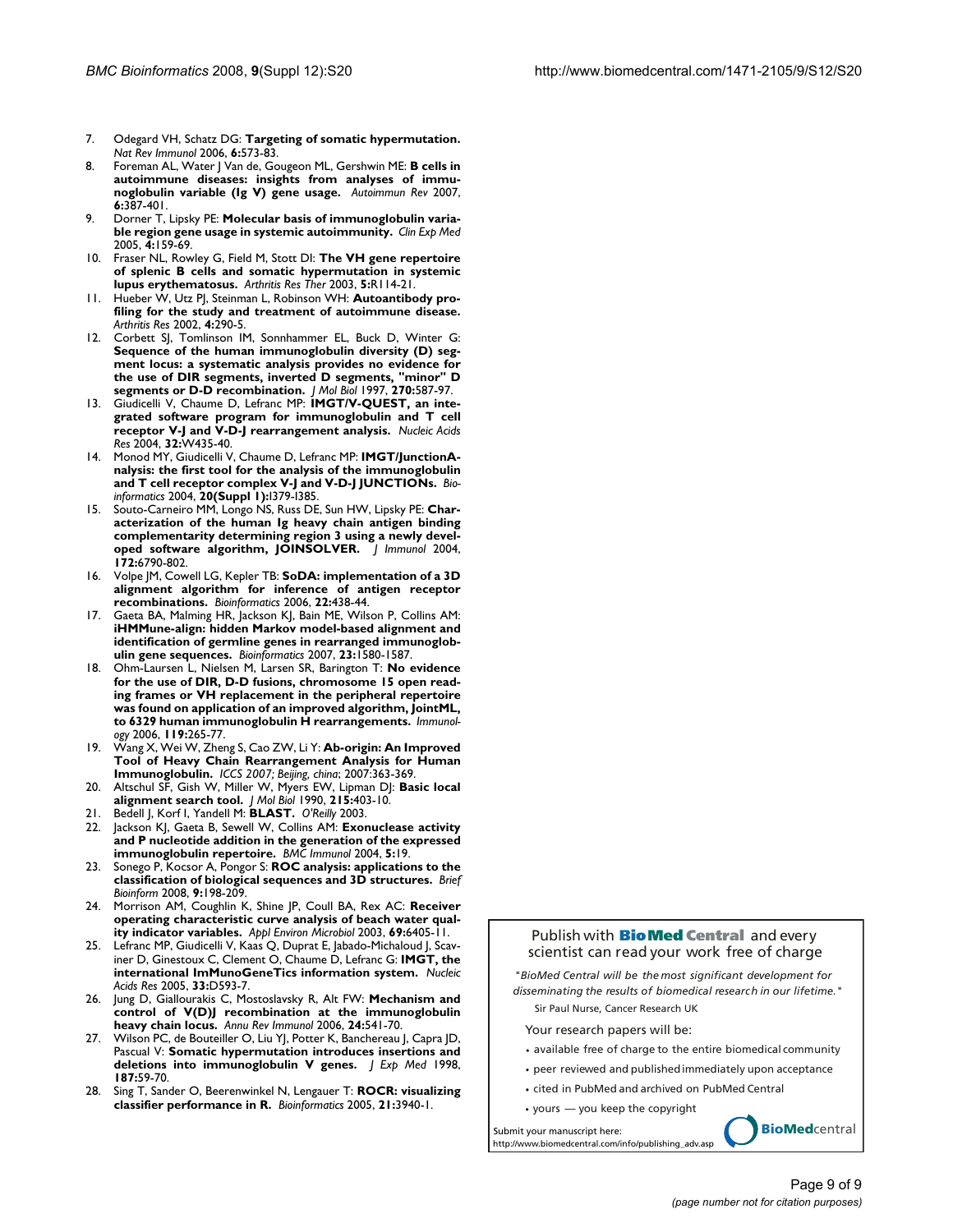7. Odegard VH, Schatz DG: **Targeting of somatic hypermutation.** *Nat Rev Immunol* 2006, **6:**573-83.
8. Foreman AL, Water J Van de, Gougeon ML, Gershwin ME: **B cells in autoimmune diseases: insights from analyses of immunoglobulin variable (Ig V) gene usage.** *Autoimmun Rev* 2007, **6:**387-401.
9. Dorner T, Lipsky PE: **Molecular basis of immunoglobulin variable region gene usage in systemic autoimmunity.** *Clin Exp Med* 2005, **4:**159-69.
10. Fraser NL, Rowley G, Field M, Stott DI: **The VH gene repertoire of splenic B cells and somatic hypermutation in systemic lupus erythematosus.** *Arthritis Res Ther* 2003, **5:**R114-21.
11. Hueber W, Utz PJ, Steinman L, Robinson WH: **Autoantibody profiling for the study and treatment of autoimmune disease.** *Arthritis Res* 2002, **4:**290-5.
12. Corbett SJ, Tomlinson IM, Sonnhammer EL, Buck D, Winter G: **Sequence of the human immunoglobulin diversity (D) segment locus: a systematic analysis provides no evidence for the use of DIR segments, inverted D segments, "minor" D segments or D-D recombination.** *J Mol Biol* 1997, **270:**587-97.
13. Giudicelli V, Chaume D, Lefranc MP: **IMGT/V-QUEST, an integrated software program for immunoglobulin and T cell receptor V-J and V-D-J rearrangement analysis.** *Nucleic Acids Res* 2004, **32:**W435-40.
14. Monod MY, Giudicelli V, Chaume D, Lefranc MP: **IMGT/JunctionAnalysis: the first tool for the analysis of the immunoglobulin and T cell receptor complex V-J and V-D-J JUNCTIONs.** *Bioinformatics* 2004, **20(Suppl 1):**I379-I385.
15. Souto-Carneiro MM, Longo NS, Russ DE, Sun HW, Lipsky PE: **Characterization of the human Ig heavy chain antigen binding complementarity determining region 3 using a newly developed software algorithm, JOINSOLVER.** *J Immunol* 2004, **172:**6790-802.
16. Volpe JM, Cowell LG, Kepler TB: **SoDA: implementation of a 3D alignment algorithm for inference of antigen receptor recombinations.** *Bioinformatics* 2006, **22:**438-44.
17. Gaeta BA, Malming HR, Jackson KJ, Bain ME, Wilson P, Collins AM: **iHMMune-align: hidden Markov model-based alignment and identification of germline genes in rearranged immunoglobulin gene sequences.** *Bioinformatics* 2007, **23:**1580-1587.
18. Ohm-Laursen L, Nielsen M, Larsen SR, Barington T: **No evidence for the use of DIR, D-D fusions, chromosome 15 open reading frames or VH replacement in the peripheral repertoire was found on application of an improved algorithm, JointML, to 6329 human immunoglobulin H rearrangements.** *Immunology* 2006, **119:**265-77.
19. Wang X, Wei W, Zheng S, Cao ZW, Li Y: **Ab-origin: An Improved Tool of Heavy Chain Rearrangement Analysis for Human Immunoglobulin.** *ICCS 2007; Beijing, china*; 2007:363-369.
20. Altschul SF, Gish W, Miller W, Myers EW, Lipman DJ: **Basic local alignment search tool.** *J Mol Biol* 1990, **215:**403-10.
21. Bedell J, Korf I, Yandell M: **BLAST.** *O'Reilly* 2003.
22. Jackson KJ, Gaeta B, Sewell W, Collins AM: **Exonuclease activity and P nucleotide addition in the generation of the expressed immunoglobulin repertoire.** *BMC Immunol* 2004, **5:**19.
23. Sonego P, Kocsor A, Pongor S: **ROC analysis: applications to the classification of biological sequences and 3D structures.** *Brief Bioinform* 2008, **9:**198-209.
24. Morrison AM, Coughlin K, Shine JP, Coull BA, Rex AC: **Receiver operating characteristic curve analysis of beach water quality indicator variables.** *Appl Environ Microbiol* 2003, **69:**6405-11.
25. Lefranc MP, Giudicelli V, Kaas Q, Duprat E, Jabado-Michaloud J, Scaviner D, Ginestoux C, Clement O, Chaume D, Lefranc G: **IMGT, the international ImMunoGeneTics information system.** *Nucleic Acids Res* 2005, **33:**D593-7.
26. Jung D, Giallourakis C, Mostoslavsky R, Alt FW: **Mechanism and control of V(D)J recombination at the immunoglobulin heavy chain locus.** *Annu Rev Immunol* 2006, **24:**541-70.
27. Wilson PC, de Bouteiller O, Liu YJ, Potter K, Banchereau J, Capra JD, Pascual V: **Somatic hypermutation introduces insertions and deletions into immunoglobulin V genes.** *J Exp Med* 1998, **187:**59-70.
28. Sing T, Sander O, Beerenwinkel N, Lengauer T: **ROCR: visualizing classifier performance in R.** *Bioinformatics* 2005, **21:**3940-1.

Publish with **BioMed Central** and every scientist can read your work free of charge

*"BioMed Central will be the most significant development for disseminating the results of biomedical research in our lifetime."*
Sir Paul Nurse, Cancer Research UK

Your research papers will be:

- available free of charge to the entire biomedical community
- peer reviewed and published immediately upon acceptance
- cited in PubMed and archived on PubMed Central
- yours — you keep the copyright

Submit your manuscript here:
http://www.biomedcentral.com/info/publishing_adv.asp

BioMedcentral